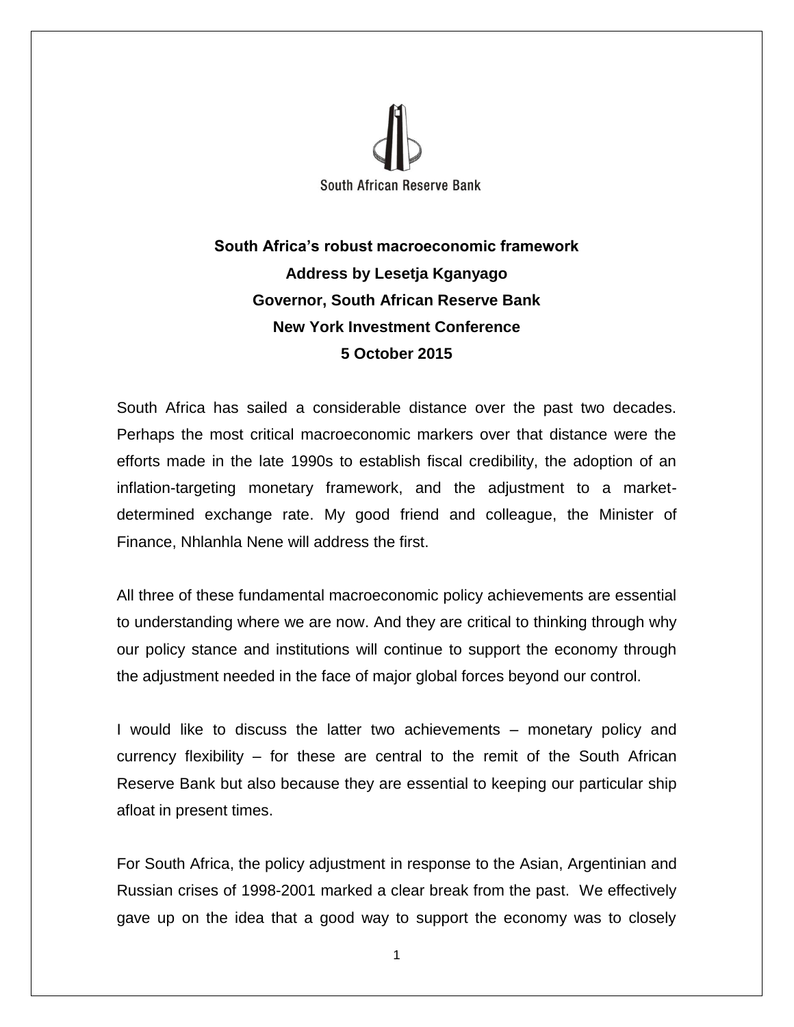South African Reserve Bank

**South Africa's robust macroeconomic framework**
**Address by Lesetja Kganyago**
**Governor, South African Reserve Bank**
**New York Investment Conference**
**5 October 2015**

South Africa has sailed a considerable distance over the past two decades. Perhaps the most critical macroeconomic markers over that distance were the efforts made in the late 1990s to establish fiscal credibility, the adoption of an inflation-targeting monetary framework, and the adjustment to a market-determined exchange rate. My good friend and colleague, the Minister of Finance, Nhlanhla Nene will address the first.

All three of these fundamental macroeconomic policy achievements are essential to understanding where we are now. And they are critical to thinking through why our policy stance and institutions will continue to support the economy through the adjustment needed in the face of major global forces beyond our control.

I would like to discuss the latter two achievements – monetary policy and currency flexibility – for these are central to the remit of the South African Reserve Bank but also because they are essential to keeping our particular ship afloat in present times.

For South Africa, the policy adjustment in response to the Asian, Argentinian and Russian crises of 1998-2001 marked a clear break from the past. We effectively gave up on the idea that a good way to support the economy was to closely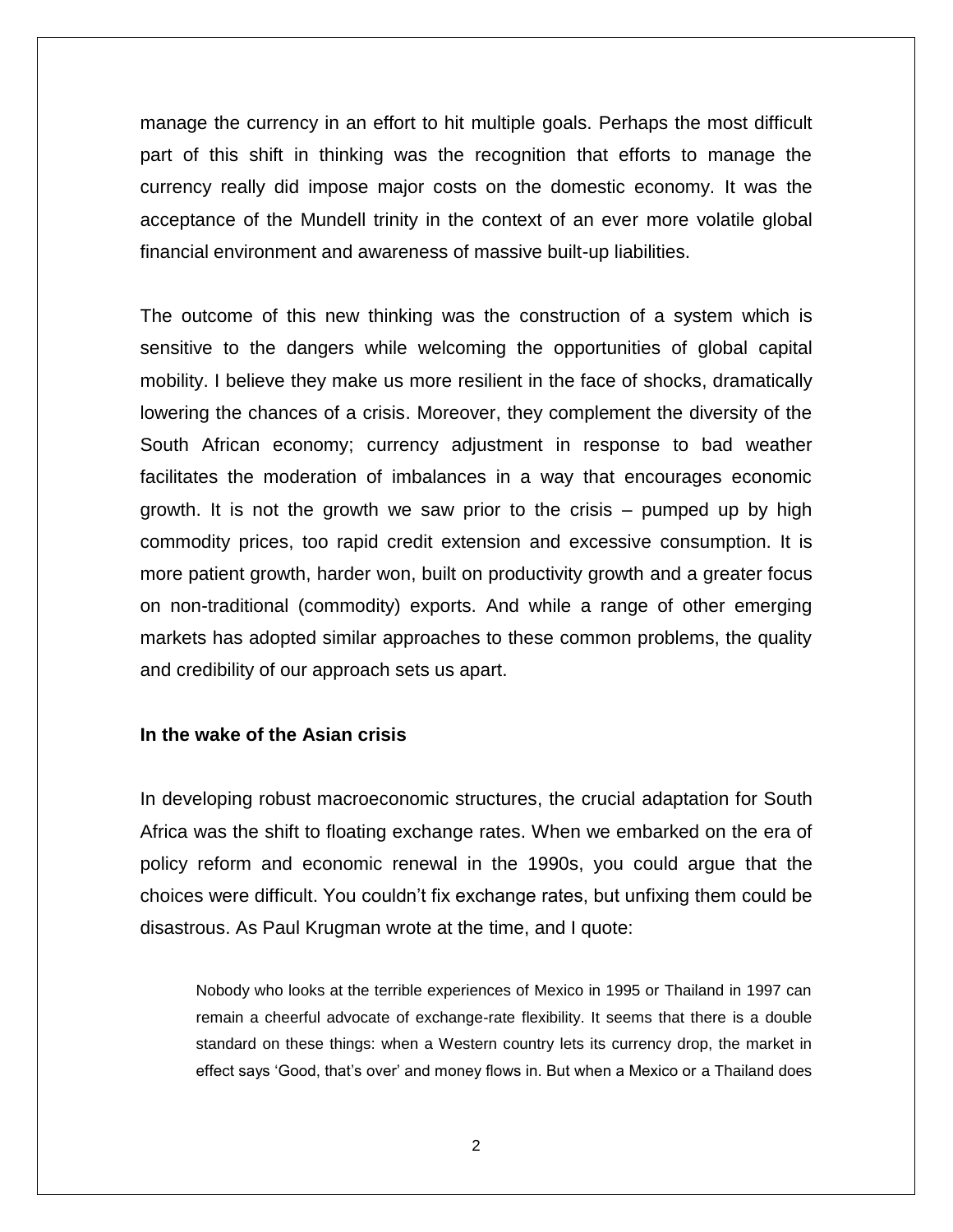manage the currency in an effort to hit multiple goals. Perhaps the most difficult part of this shift in thinking was the recognition that efforts to manage the currency really did impose major costs on the domestic economy. It was the acceptance of the Mundell trinity in the context of an ever more volatile global financial environment and awareness of massive built-up liabilities.

The outcome of this new thinking was the construction of a system which is sensitive to the dangers while welcoming the opportunities of global capital mobility. I believe they make us more resilient in the face of shocks, dramatically lowering the chances of a crisis. Moreover, they complement the diversity of the South African economy; currency adjustment in response to bad weather facilitates the moderation of imbalances in a way that encourages economic growth. It is not the growth we saw prior to the crisis – pumped up by high commodity prices, too rapid credit extension and excessive consumption. It is more patient growth, harder won, built on productivity growth and a greater focus on non-traditional (commodity) exports. And while a range of other emerging markets has adopted similar approaches to these common problems, the quality and credibility of our approach sets us apart.

**In the wake of the Asian crisis**

In developing robust macroeconomic structures, the crucial adaptation for South Africa was the shift to floating exchange rates. When we embarked on the era of policy reform and economic renewal in the 1990s, you could argue that the choices were difficult. You couldn't fix exchange rates, but unfixing them could be disastrous. As Paul Krugman wrote at the time, and I quote:

> Nobody who looks at the terrible experiences of Mexico in 1995 or Thailand in 1997 can remain a cheerful advocate of exchange-rate flexibility. It seems that there is a double standard on these things: when a Western country lets its currency drop, the market in effect says 'Good, that's over' and money flows in. But when a Mexico or a Thailand does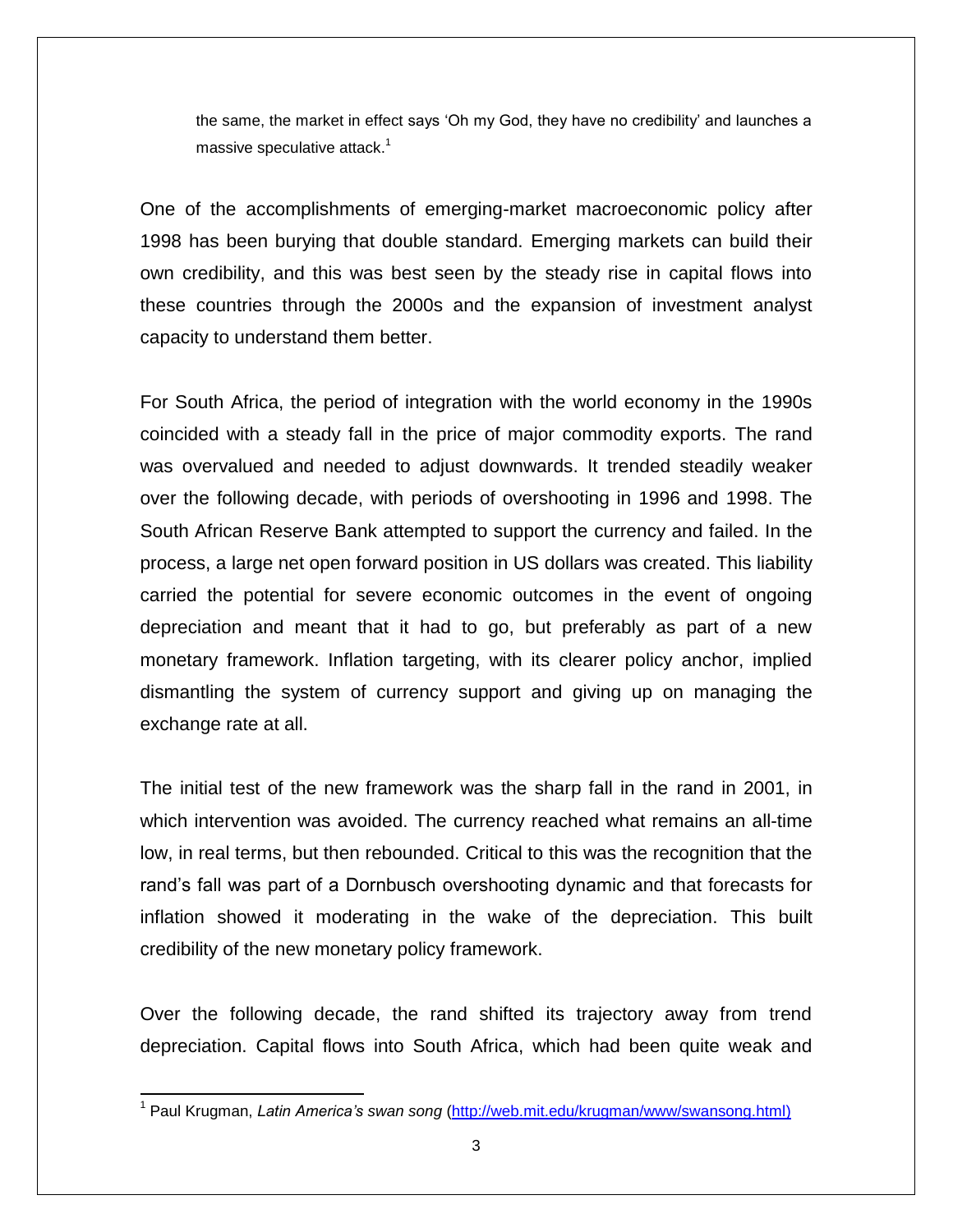> the same, the market in effect says 'Oh my God, they have no credibility' and launches a massive speculative attack.[1]

One of the accomplishments of emerging-market macroeconomic policy after 1998 has been burying that double standard. Emerging markets can build their own credibility, and this was best seen by the steady rise in capital flows into these countries through the 2000s and the expansion of investment analyst capacity to understand them better.

For South Africa, the period of integration with the world economy in the 1990s coincided with a steady fall in the price of major commodity exports. The rand was overvalued and needed to adjust downwards. It trended steadily weaker over the following decade, with periods of overshooting in 1996 and 1998. The South African Reserve Bank attempted to support the currency and failed. In the process, a large net open forward position in US dollars was created. This liability carried the potential for severe economic outcomes in the event of ongoing depreciation and meant that it had to go, but preferably as part of a new monetary framework. Inflation targeting, with its clearer policy anchor, implied dismantling the system of currency support and giving up on managing the exchange rate at all.

The initial test of the new framework was the sharp fall in the rand in 2001, in which intervention was avoided. The currency reached what remains an all-time low, in real terms, but then rebounded. Critical to this was the recognition that the rand's fall was part of a Dornbusch overshooting dynamic and that forecasts for inflation showed it moderating in the wake of the depreciation. This built credibility of the new monetary policy framework.

Over the following decade, the rand shifted its trajectory away from trend depreciation. Capital flows into South Africa, which had been quite weak and

---

[1] Paul Krugman, *Latin America's swan song* (http://web.mit.edu/krugman/www/swansong.html)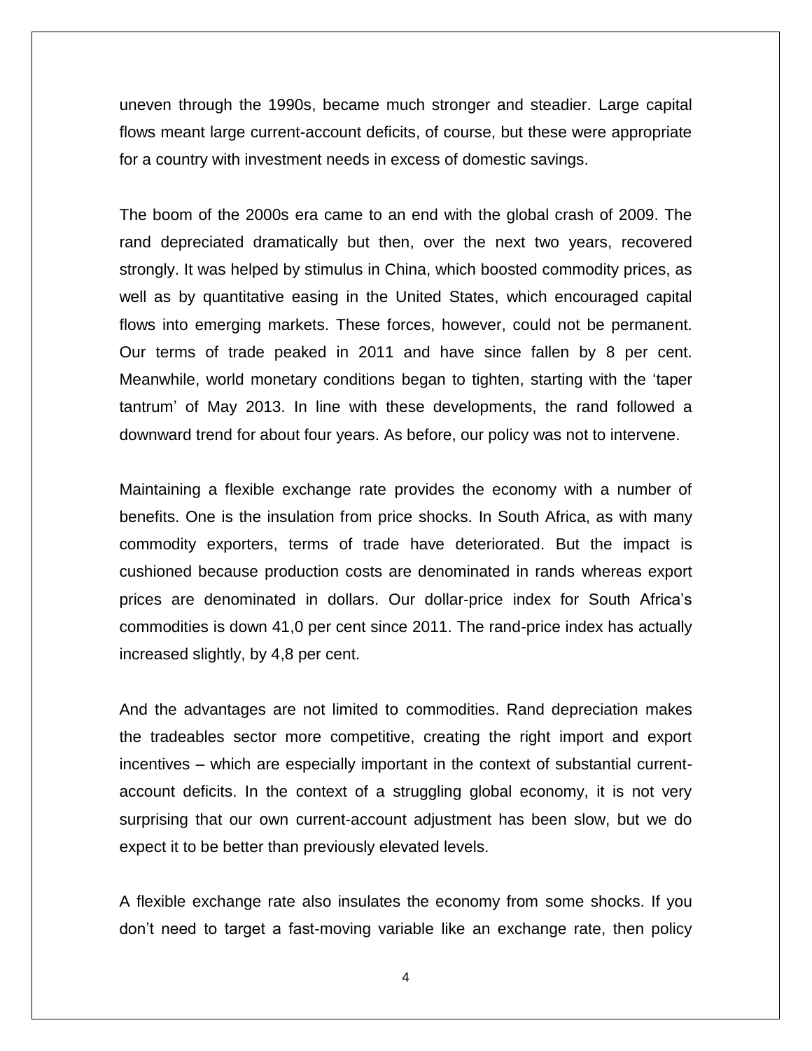uneven through the 1990s, became much stronger and steadier. Large capital flows meant large current-account deficits, of course, but these were appropriate for a country with investment needs in excess of domestic savings.

The boom of the 2000s era came to an end with the global crash of 2009. The rand depreciated dramatically but then, over the next two years, recovered strongly. It was helped by stimulus in China, which boosted commodity prices, as well as by quantitative easing in the United States, which encouraged capital flows into emerging markets. These forces, however, could not be permanent. Our terms of trade peaked in 2011 and have since fallen by 8 per cent. Meanwhile, world monetary conditions began to tighten, starting with the 'taper tantrum' of May 2013. In line with these developments, the rand followed a downward trend for about four years. As before, our policy was not to intervene.

Maintaining a flexible exchange rate provides the economy with a number of benefits. One is the insulation from price shocks. In South Africa, as with many commodity exporters, terms of trade have deteriorated. But the impact is cushioned because production costs are denominated in rands whereas export prices are denominated in dollars. Our dollar-price index for South Africa's commodities is down 41,0 per cent since 2011. The rand-price index has actually increased slightly, by 4,8 per cent.

And the advantages are not limited to commodities. Rand depreciation makes the tradeables sector more competitive, creating the right import and export incentives – which are especially important in the context of substantial current-account deficits. In the context of a struggling global economy, it is not very surprising that our own current-account adjustment has been slow, but we do expect it to be better than previously elevated levels.

A flexible exchange rate also insulates the economy from some shocks. If you don't need to target a fast-moving variable like an exchange rate, then policy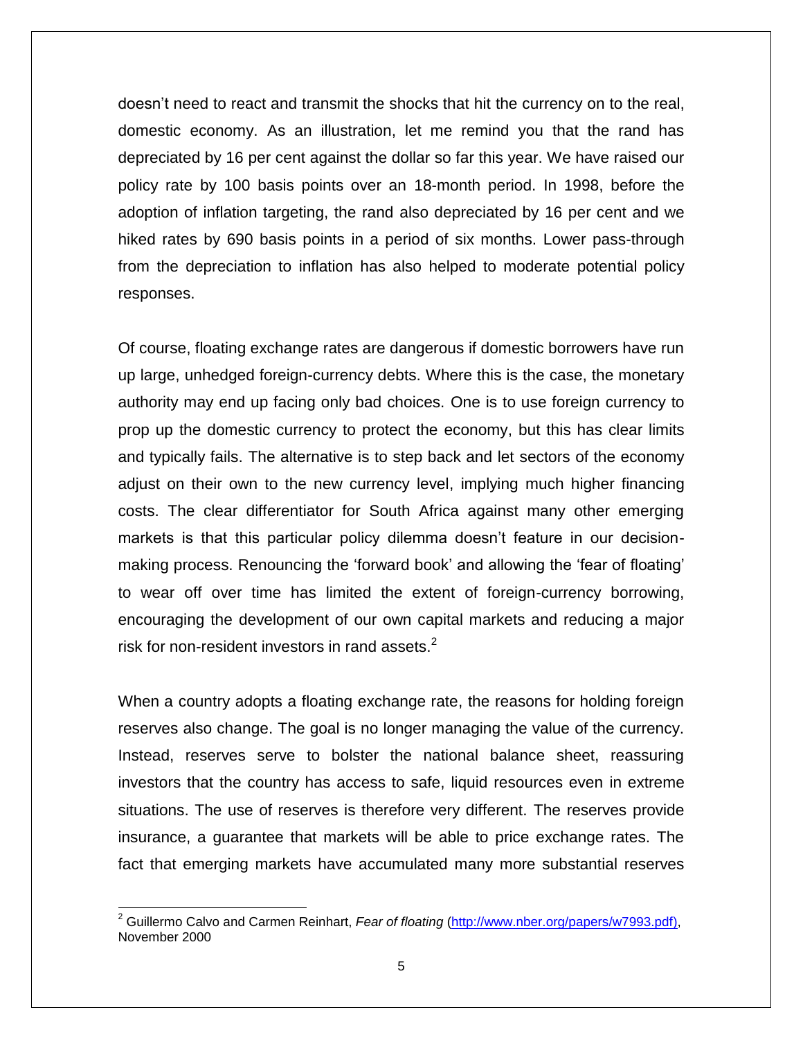doesn't need to react and transmit the shocks that hit the currency on to the real, domestic economy. As an illustration, let me remind you that the rand has depreciated by 16 per cent against the dollar so far this year. We have raised our policy rate by 100 basis points over an 18-month period. In 1998, before the adoption of inflation targeting, the rand also depreciated by 16 per cent and we hiked rates by 690 basis points in a period of six months. Lower pass-through from the depreciation to inflation has also helped to moderate potential policy responses.

Of course, floating exchange rates are dangerous if domestic borrowers have run up large, unhedged foreign-currency debts. Where this is the case, the monetary authority may end up facing only bad choices. One is to use foreign currency to prop up the domestic currency to protect the economy, but this has clear limits and typically fails. The alternative is to step back and let sectors of the economy adjust on their own to the new currency level, implying much higher financing costs. The clear differentiator for South Africa against many other emerging markets is that this particular policy dilemma doesn't feature in our decision-making process. Renouncing the 'forward book' and allowing the 'fear of floating' to wear off over time has limited the extent of foreign-currency borrowing, encouraging the development of our own capital markets and reducing a major risk for non-resident investors in rand assets.[2]

When a country adopts a floating exchange rate, the reasons for holding foreign reserves also change. The goal is no longer managing the value of the currency. Instead, reserves serve to bolster the national balance sheet, reassuring investors that the country has access to safe, liquid resources even in extreme situations. The use of reserves is therefore very different. The reserves provide insurance, a guarantee that markets will be able to price exchange rates. The fact that emerging markets have accumulated many more substantial reserves

[2] Guillermo Calvo and Carmen Reinhart, *Fear of floating* (http://www.nber.org/papers/w7993.pdf), November 2000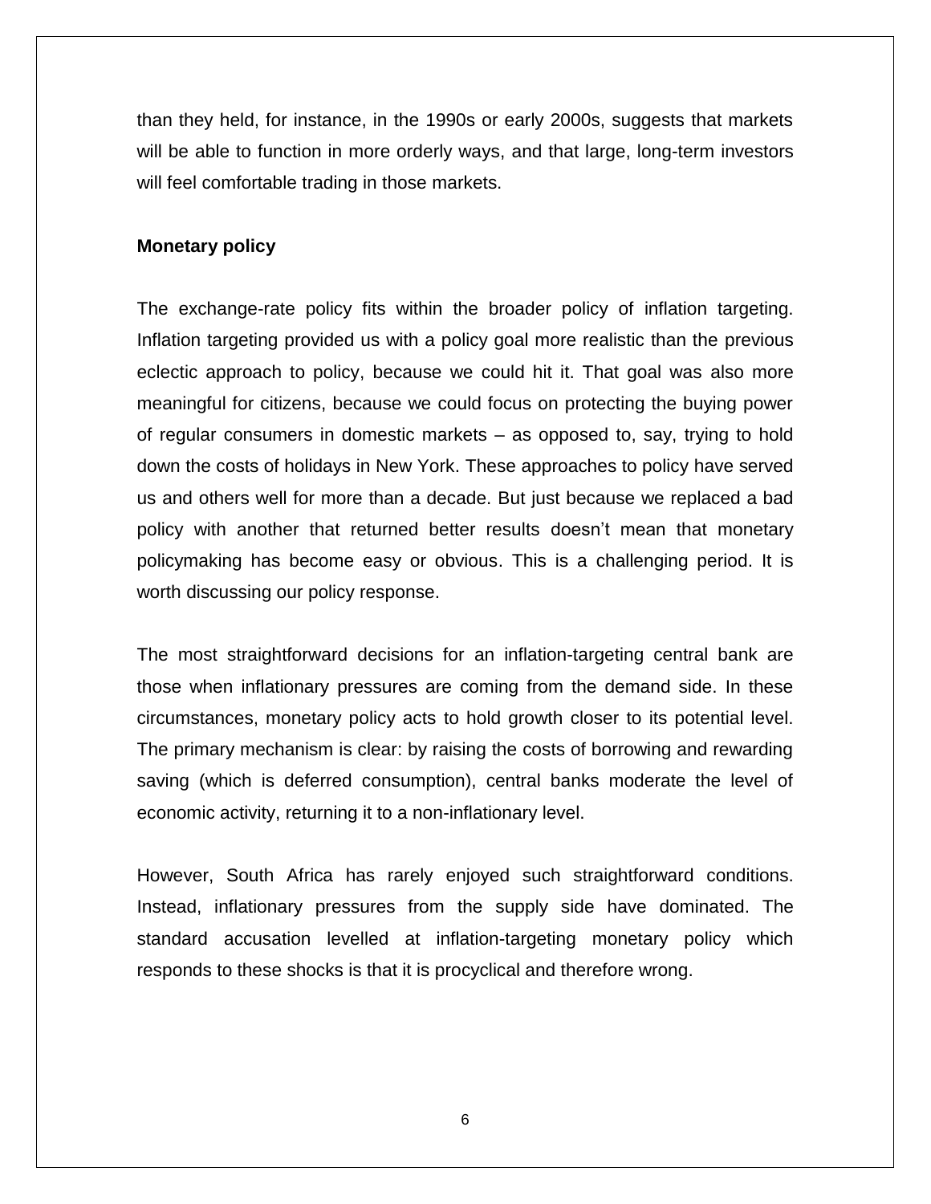than they held, for instance, in the 1990s or early 2000s, suggests that markets will be able to function in more orderly ways, and that large, long-term investors will feel comfortable trading in those markets.

**Monetary policy**

The exchange-rate policy fits within the broader policy of inflation targeting. Inflation targeting provided us with a policy goal more realistic than the previous eclectic approach to policy, because we could hit it. That goal was also more meaningful for citizens, because we could focus on protecting the buying power of regular consumers in domestic markets – as opposed to, say, trying to hold down the costs of holidays in New York. These approaches to policy have served us and others well for more than a decade. But just because we replaced a bad policy with another that returned better results doesn't mean that monetary policymaking has become easy or obvious. This is a challenging period. It is worth discussing our policy response.

The most straightforward decisions for an inflation-targeting central bank are those when inflationary pressures are coming from the demand side. In these circumstances, monetary policy acts to hold growth closer to its potential level. The primary mechanism is clear: by raising the costs of borrowing and rewarding saving (which is deferred consumption), central banks moderate the level of economic activity, returning it to a non-inflationary level.

However, South Africa has rarely enjoyed such straightforward conditions. Instead, inflationary pressures from the supply side have dominated. The standard accusation levelled at inflation-targeting monetary policy which responds to these shocks is that it is procyclical and therefore wrong.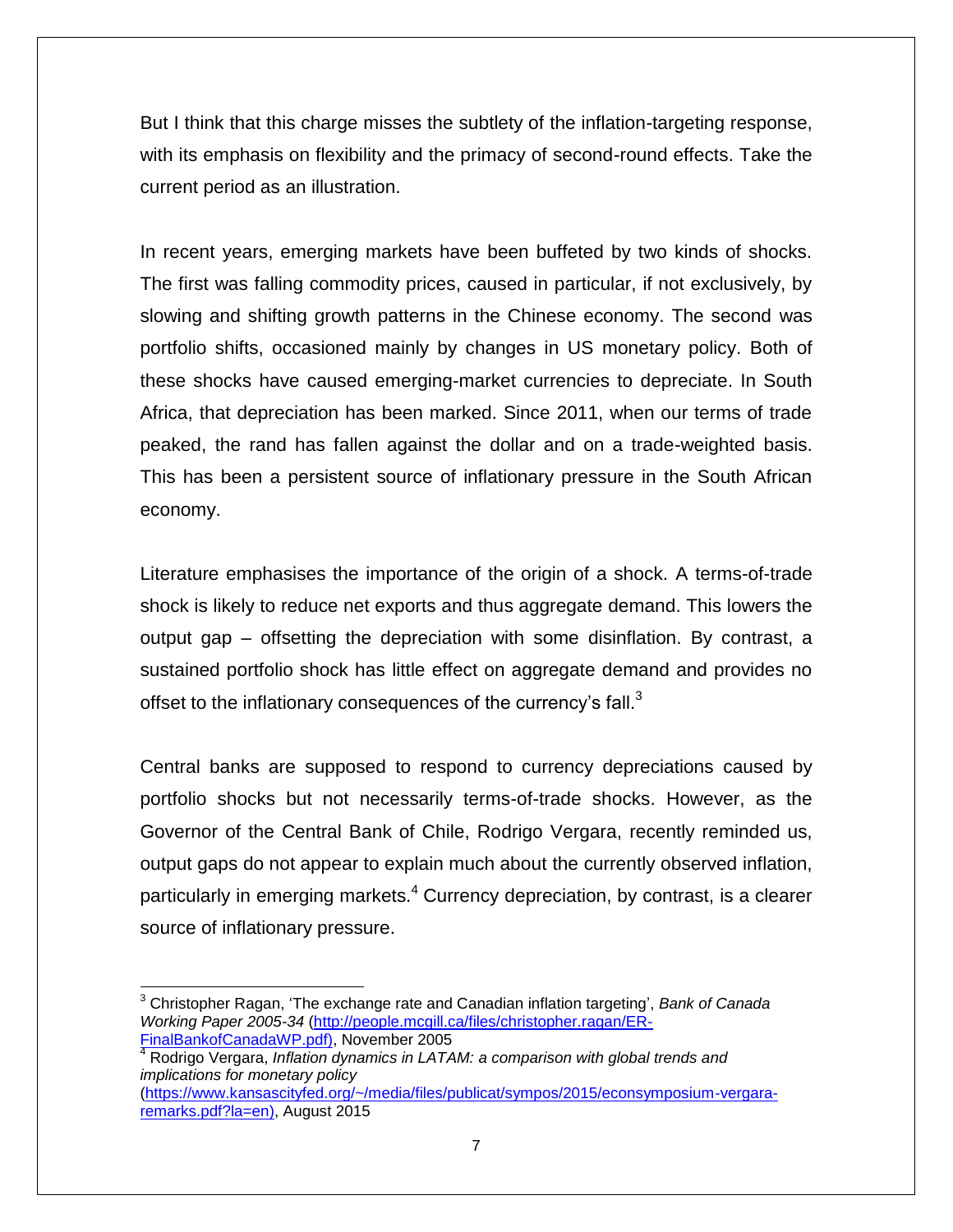But I think that this charge misses the subtlety of the inflation-targeting response, with its emphasis on flexibility and the primacy of second-round effects. Take the current period as an illustration.

In recent years, emerging markets have been buffeted by two kinds of shocks. The first was falling commodity prices, caused in particular, if not exclusively, by slowing and shifting growth patterns in the Chinese economy. The second was portfolio shifts, occasioned mainly by changes in US monetary policy. Both of these shocks have caused emerging-market currencies to depreciate. In South Africa, that depreciation has been marked. Since 2011, when our terms of trade peaked, the rand has fallen against the dollar and on a trade-weighted basis. This has been a persistent source of inflationary pressure in the South African economy.

Literature emphasises the importance of the origin of a shock. A terms-of-trade shock is likely to reduce net exports and thus aggregate demand. This lowers the output gap – offsetting the depreciation with some disinflation. By contrast, a sustained portfolio shock has little effect on aggregate demand and provides no offset to the inflationary consequences of the currency's fall.[3]

Central banks are supposed to respond to currency depreciations caused by portfolio shocks but not necessarily terms-of-trade shocks. However, as the Governor of the Central Bank of Chile, Rodrigo Vergara, recently reminded us, output gaps do not appear to explain much about the currently observed inflation, particularly in emerging markets.[4] Currency depreciation, by contrast, is a clearer source of inflationary pressure.

---

[3] Christopher Ragan, 'The exchange rate and Canadian inflation targeting', *Bank of Canada Working Paper 2005-34* (http://people.mcgill.ca/files/christopher.ragan/ER-FinalBankofCanadaWP.pdf), November 2005

[4] Rodrigo Vergara, *Inflation dynamics in LATAM: a comparison with global trends and implications for monetary policy* (https://www.kansascityfed.org/~/media/files/publicat/sympos/2015/econsymposium-vergara-remarks.pdf?la=en), August 2015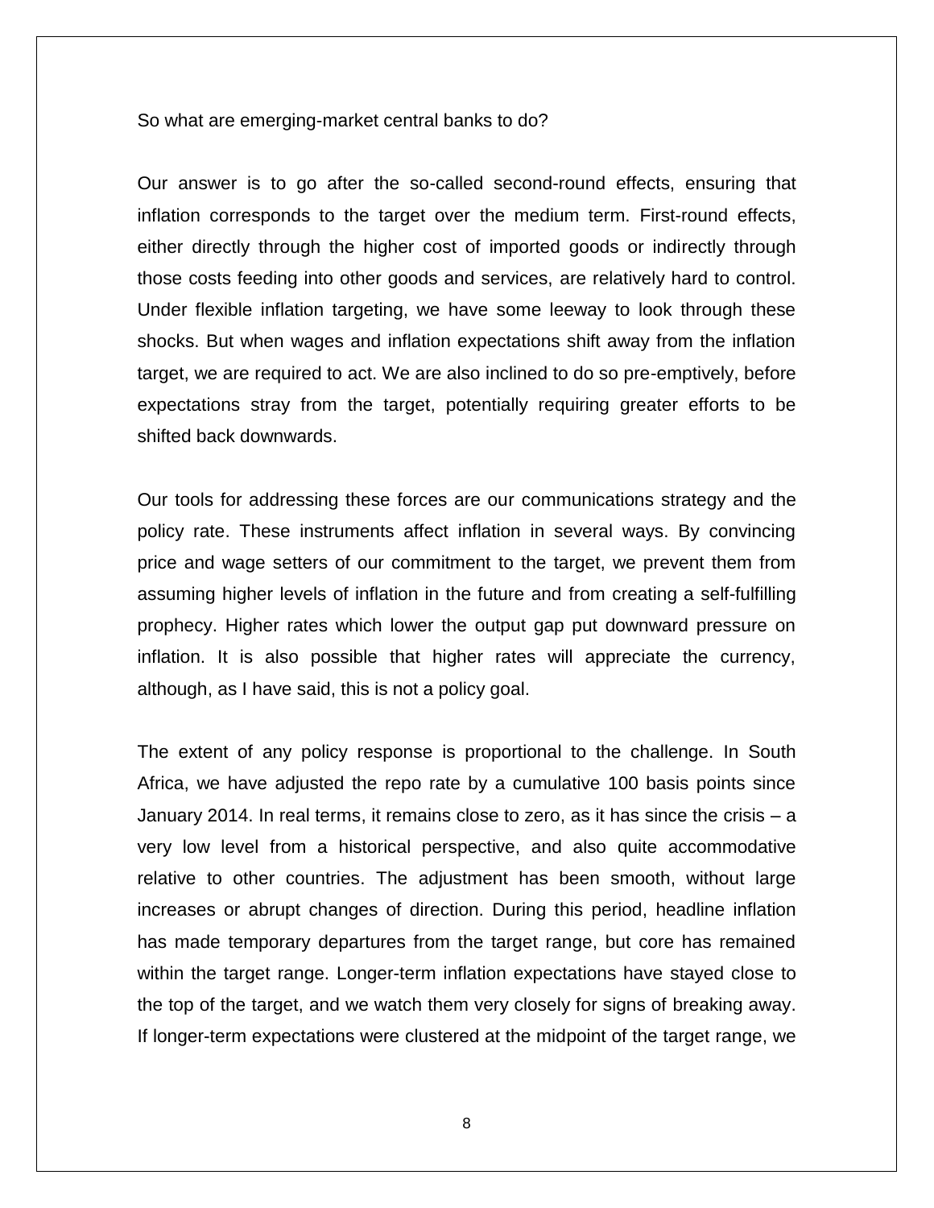So what are emerging-market central banks to do?

Our answer is to go after the so-called second-round effects, ensuring that inflation corresponds to the target over the medium term. First-round effects, either directly through the higher cost of imported goods or indirectly through those costs feeding into other goods and services, are relatively hard to control. Under flexible inflation targeting, we have some leeway to look through these shocks. But when wages and inflation expectations shift away from the inflation target, we are required to act. We are also inclined to do so pre-emptively, before expectations stray from the target, potentially requiring greater efforts to be shifted back downwards.

Our tools for addressing these forces are our communications strategy and the policy rate. These instruments affect inflation in several ways. By convincing price and wage setters of our commitment to the target, we prevent them from assuming higher levels of inflation in the future and from creating a self-fulfilling prophecy. Higher rates which lower the output gap put downward pressure on inflation. It is also possible that higher rates will appreciate the currency, although, as I have said, this is not a policy goal.

The extent of any policy response is proportional to the challenge. In South Africa, we have adjusted the repo rate by a cumulative 100 basis points since January 2014. In real terms, it remains close to zero, as it has since the crisis – a very low level from a historical perspective, and also quite accommodative relative to other countries. The adjustment has been smooth, without large increases or abrupt changes of direction. During this period, headline inflation has made temporary departures from the target range, but core has remained within the target range. Longer-term inflation expectations have stayed close to the top of the target, and we watch them very closely for signs of breaking away. If longer-term expectations were clustered at the midpoint of the target range, we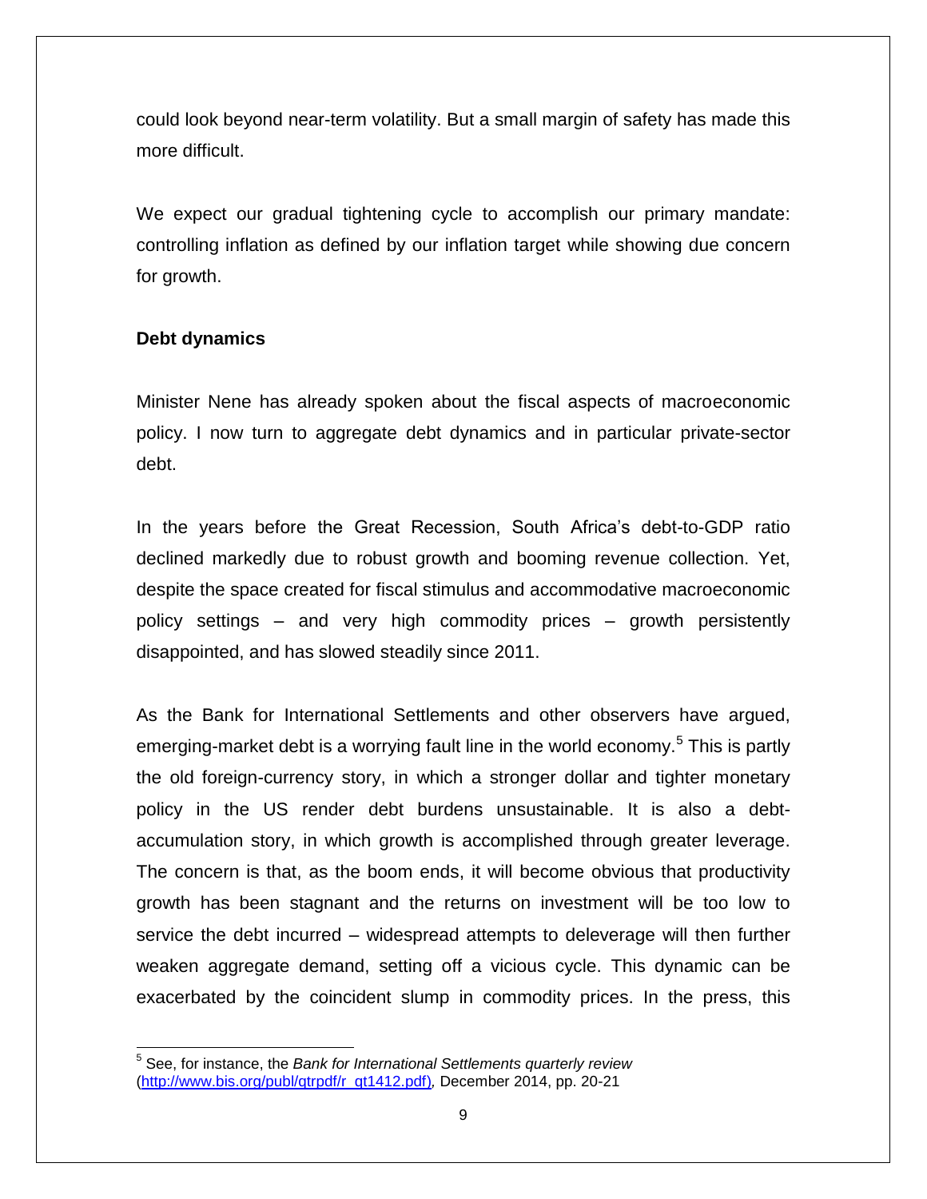could look beyond near-term volatility. But a small margin of safety has made this more difficult.

We expect our gradual tightening cycle to accomplish our primary mandate: controlling inflation as defined by our inflation target while showing due concern for growth.

**Debt dynamics**

Minister Nene has already spoken about the fiscal aspects of macroeconomic policy. I now turn to aggregate debt dynamics and in particular private-sector debt.

In the years before the Great Recession, South Africa's debt-to-GDP ratio declined markedly due to robust growth and booming revenue collection. Yet, despite the space created for fiscal stimulus and accommodative macroeconomic policy settings – and very high commodity prices – growth persistently disappointed, and has slowed steadily since 2011.

As the Bank for International Settlements and other observers have argued, emerging-market debt is a worrying fault line in the world economy.[5] This is partly the old foreign-currency story, in which a stronger dollar and tighter monetary policy in the US render debt burdens unsustainable. It is also a debt-accumulation story, in which growth is accomplished through greater leverage. The concern is that, as the boom ends, it will become obvious that productivity growth has been stagnant and the returns on investment will be too low to service the debt incurred – widespread attempts to deleverage will then further weaken aggregate demand, setting off a vicious cycle. This dynamic can be exacerbated by the coincident slump in commodity prices. In the press, this

---

[5] See, for instance, the *Bank for International Settlements quarterly review* (http://www.bis.org/publ/qtrpdf/r_qt1412.pdf), December 2014, pp. 20-21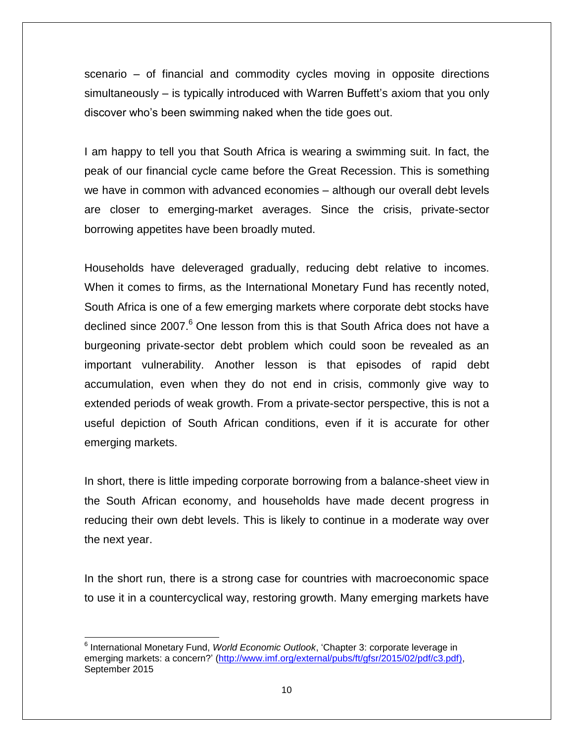scenario – of financial and commodity cycles moving in opposite directions simultaneously – is typically introduced with Warren Buffett's axiom that you only discover who's been swimming naked when the tide goes out.

I am happy to tell you that South Africa is wearing a swimming suit. In fact, the peak of our financial cycle came before the Great Recession. This is something we have in common with advanced economies – although our overall debt levels are closer to emerging-market averages. Since the crisis, private-sector borrowing appetites have been broadly muted.

Households have deleveraged gradually, reducing debt relative to incomes. When it comes to firms, as the International Monetary Fund has recently noted, South Africa is one of a few emerging markets where corporate debt stocks have declined since 2007.[6] One lesson from this is that South Africa does not have a burgeoning private-sector debt problem which could soon be revealed as an important vulnerability. Another lesson is that episodes of rapid debt accumulation, even when they do not end in crisis, commonly give way to extended periods of weak growth. From a private-sector perspective, this is not a useful depiction of South African conditions, even if it is accurate for other emerging markets.

In short, there is little impeding corporate borrowing from a balance-sheet view in the South African economy, and households have made decent progress in reducing their own debt levels. This is likely to continue in a moderate way over the next year.

In the short run, there is a strong case for countries with macroeconomic space to use it in a countercyclical way, restoring growth. Many emerging markets have

---

[6] International Monetary Fund, *World Economic Outlook*, 'Chapter 3: corporate leverage in emerging markets: a concern?' (http://www.imf.org/external/pubs/ft/gfsr/2015/02/pdf/c3.pdf), September 2015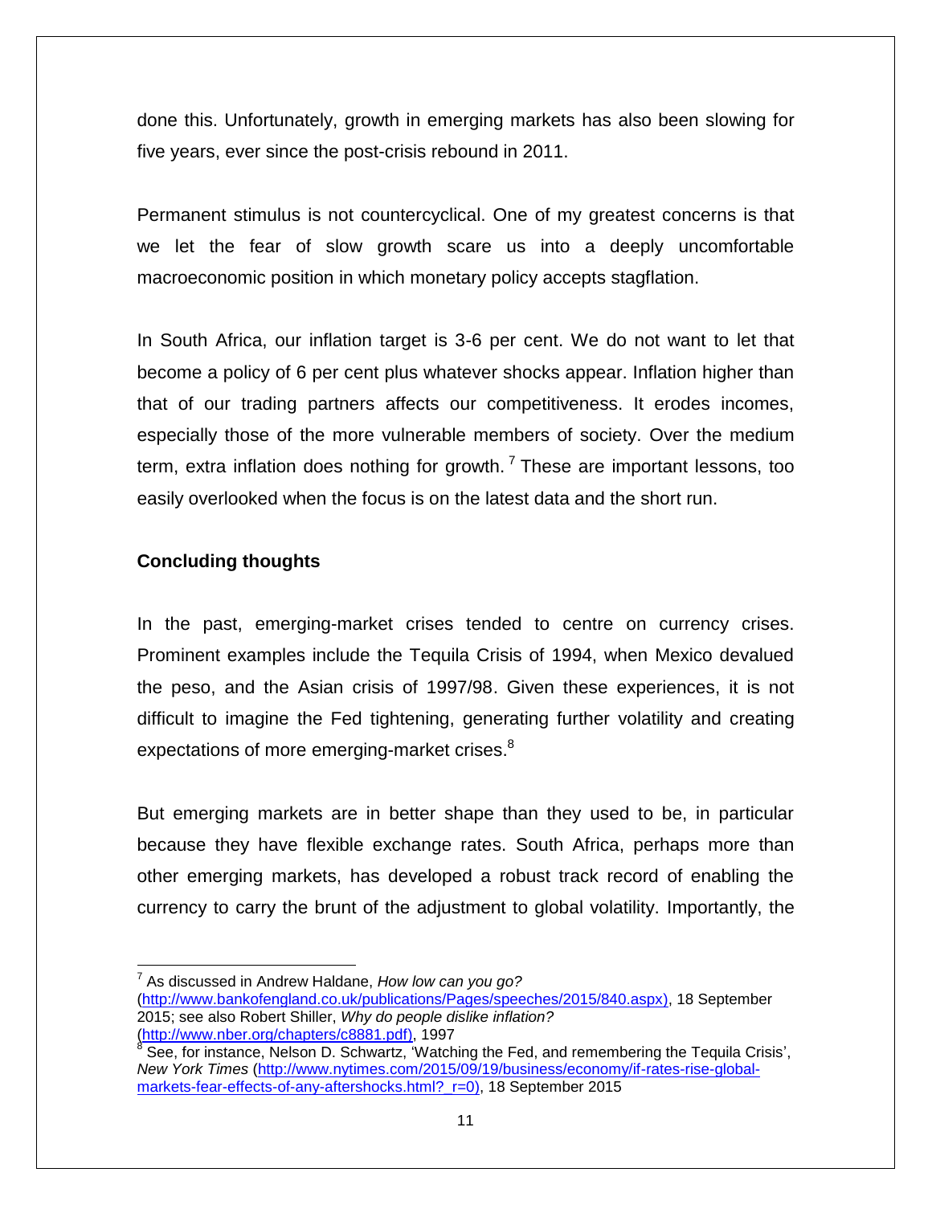done this. Unfortunately, growth in emerging markets has also been slowing for five years, ever since the post-crisis rebound in 2011.

Permanent stimulus is not countercyclical. One of my greatest concerns is that we let the fear of slow growth scare us into a deeply uncomfortable macroeconomic position in which monetary policy accepts stagflation.

In South Africa, our inflation target is 3-6 per cent. We do not want to let that become a policy of 6 per cent plus whatever shocks appear. Inflation higher than that of our trading partners affects our competitiveness. It erodes incomes, especially those of the more vulnerable members of society. Over the medium term, extra inflation does nothing for growth.[7] These are important lessons, too easily overlooked when the focus is on the latest data and the short run.

**Concluding thoughts**

In the past, emerging-market crises tended to centre on currency crises. Prominent examples include the Tequila Crisis of 1994, when Mexico devalued the peso, and the Asian crisis of 1997/98. Given these experiences, it is not difficult to imagine the Fed tightening, generating further volatility and creating expectations of more emerging-market crises.[8]

But emerging markets are in better shape than they used to be, in particular because they have flexible exchange rates. South Africa, perhaps more than other emerging markets, has developed a robust track record of enabling the currency to carry the brunt of the adjustment to global volatility. Importantly, the

---

[7] As discussed in Andrew Haldane, *How low can you go?* (http://www.bankofengland.co.uk/publications/Pages/speeches/2015/840.aspx), 18 September 2015; see also Robert Shiller, *Why do people dislike inflation?* (http://www.nber.org/chapters/c8881.pdf), 1997

[8] See, for instance, Nelson D. Schwartz, 'Watching the Fed, and remembering the Tequila Crisis', *New York Times* (http://www.nytimes.com/2015/09/19/business/economy/if-rates-rise-global-markets-fear-effects-of-any-aftershocks.html?_r=0), 18 September 2015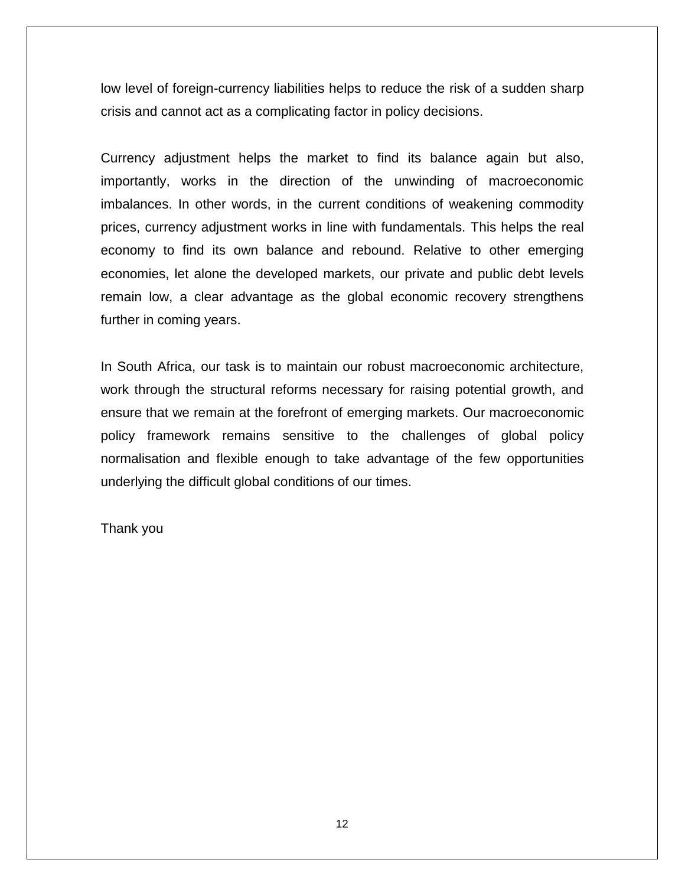low level of foreign-currency liabilities helps to reduce the risk of a sudden sharp crisis and cannot act as a complicating factor in policy decisions.

Currency adjustment helps the market to find its balance again but also, importantly, works in the direction of the unwinding of macroeconomic imbalances. In other words, in the current conditions of weakening commodity prices, currency adjustment works in line with fundamentals. This helps the real economy to find its own balance and rebound. Relative to other emerging economies, let alone the developed markets, our private and public debt levels remain low, a clear advantage as the global economic recovery strengthens further in coming years.

In South Africa, our task is to maintain our robust macroeconomic architecture, work through the structural reforms necessary for raising potential growth, and ensure that we remain at the forefront of emerging markets. Our macroeconomic policy framework remains sensitive to the challenges of global policy normalisation and flexible enough to take advantage of the few opportunities underlying the difficult global conditions of our times.

Thank you